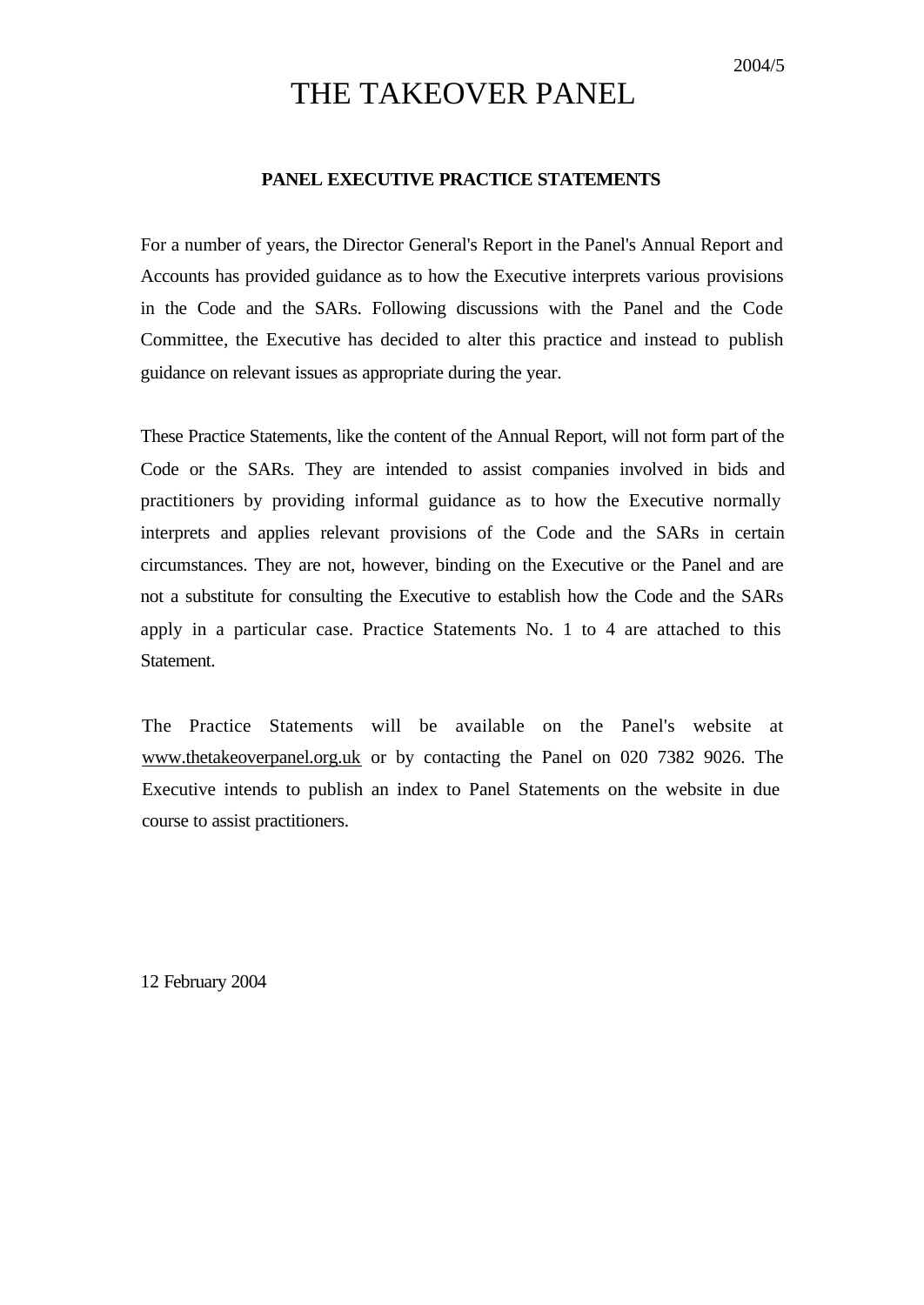2004/5

# THE TAKEOVER PANEL

## PANEL EXECUTIVE PRACTICE STATEMENTS

For a number of years, the Director General's Report in the Panel's Annual Report and Accounts has provided guidance as to how the Executive interprets various provisions in the Code and the SARs. Following discussions with the Panel and the Code Committee, the Executive has decided to alter this practice and instead to publish guidance on relevant issues as appropriate during the year.

These Practice Statements, like the content of the Annual Report, will not form part of the Code or the SARs. They are intended to assist companies involved in bids and practitioners by providing informal guidance as to how the Executive normally interprets and applies relevant provisions of the Code and the SARs in certain circumstances. They are not, however, binding on the Executive or the Panel and are not a substitute for consulting the Executive to establish how the Code and the SARs apply in a particular case. Practice Statements No. 1 to 4 are attached to this Statement.

The Practice Statements will be available on the Panel's website at www.thetakeoverpanel.org.uk or by contacting the Panel on 020 7382 9026. The Executive intends to publish an index to Panel Statements on the website in due course to assist practitioners.

12 February 2004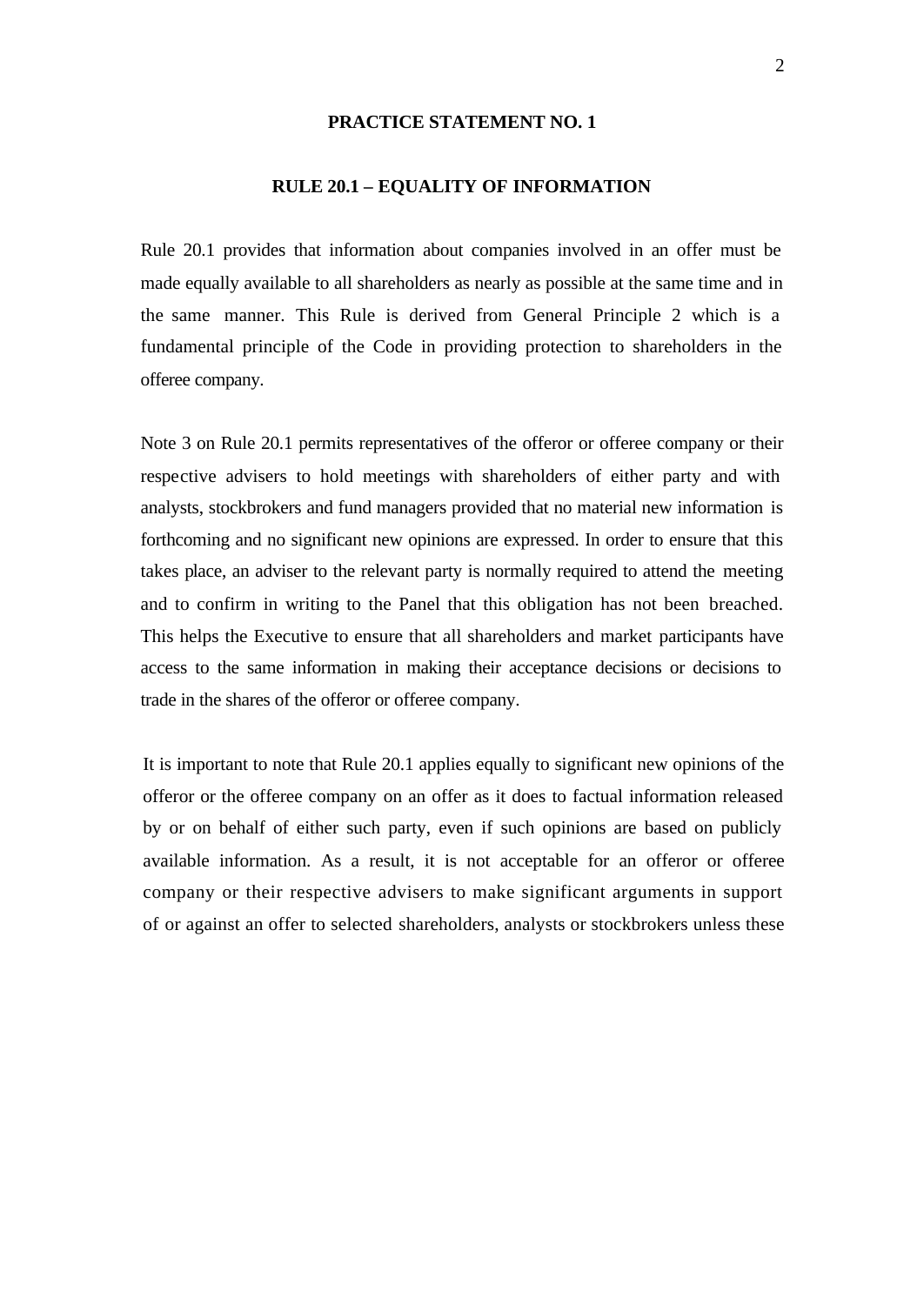## PRACTICE STATEMENT NO. 1

### RULE 20.1 – EQUALITY OF INFORMATION

Rule 20.1 provides that information about companies involved in an offer must be made equally available to all shareholders as nearly as possible at the same time and in the same manner. This Rule is derived from General Principle 2 which is a fundamental principle of the Code in providing protection to shareholders in the offeree company.

Note 3 on Rule 20.1 permits representatives of the offeror or offeree company or their respective advisers to hold meetings with shareholders of either party and with analysts, stockbrokers and fund managers provided that no material new information is forthcoming and no significant new opinions are expressed. In order to ensure that this takes place, an adviser to the relevant party is normally required to attend the meeting and to confirm in writing to the Panel that this obligation has not been breached. This helps the Executive to ensure that all shareholders and market participants have access to the same information in making their acceptance decisions or decisions to trade in the shares of the offeror or offeree company.

It is important to note that Rule 20.1 applies equally to significant new opinions of the offeror or the offeree company on an offer as it does to factual information released by or on behalf of either such party, even if such opinions are based on publicly available information. As a result, it is not acceptable for an offeror or offeree company or their respective advisers to make significant arguments in support of or against an offer to selected shareholders, analysts or stockbrokers unless these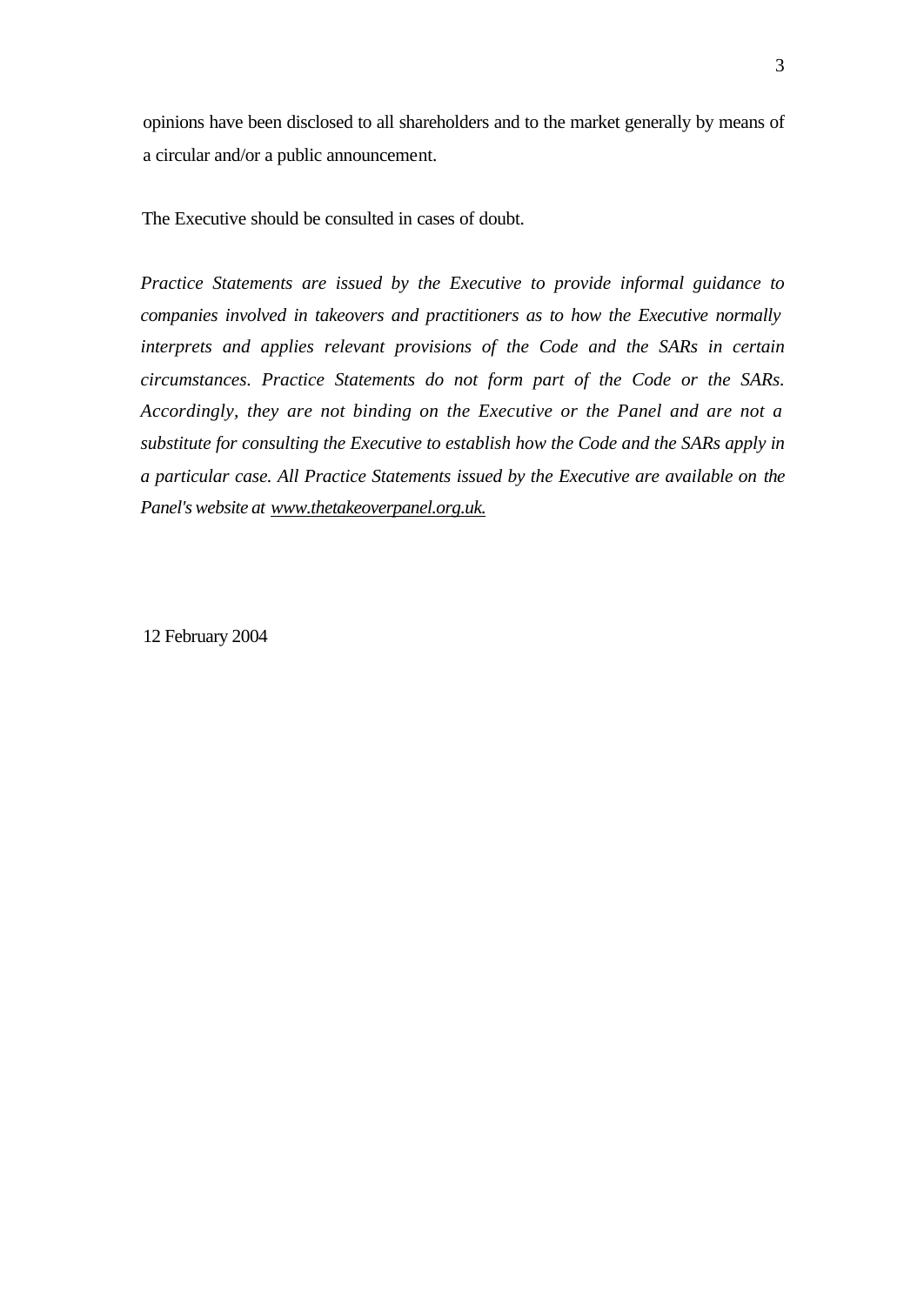opinions have been disclosed to all shareholders and to the market generally by means of a circular and/or a public announcement.

The Executive should be consulted in cases of doubt.

*Practice Statements are issued by the Executive to provide informal guidance to companies involved in takeovers and practitioners as to how the Executive normally interprets and applies relevant provisions of the Code and the SARs in certain circumstances. Practice Statements do not form part of the Code or the SARs. Accordingly, they are not binding on the Executive or the Panel and are not a substitute for consulting the Executive to establish how the Code and the SARs apply in a particular case. All Practice Statements issued by the Executive are available on the Panel's website at www.thetakeoverpanel.org.uk.*

12 February 2004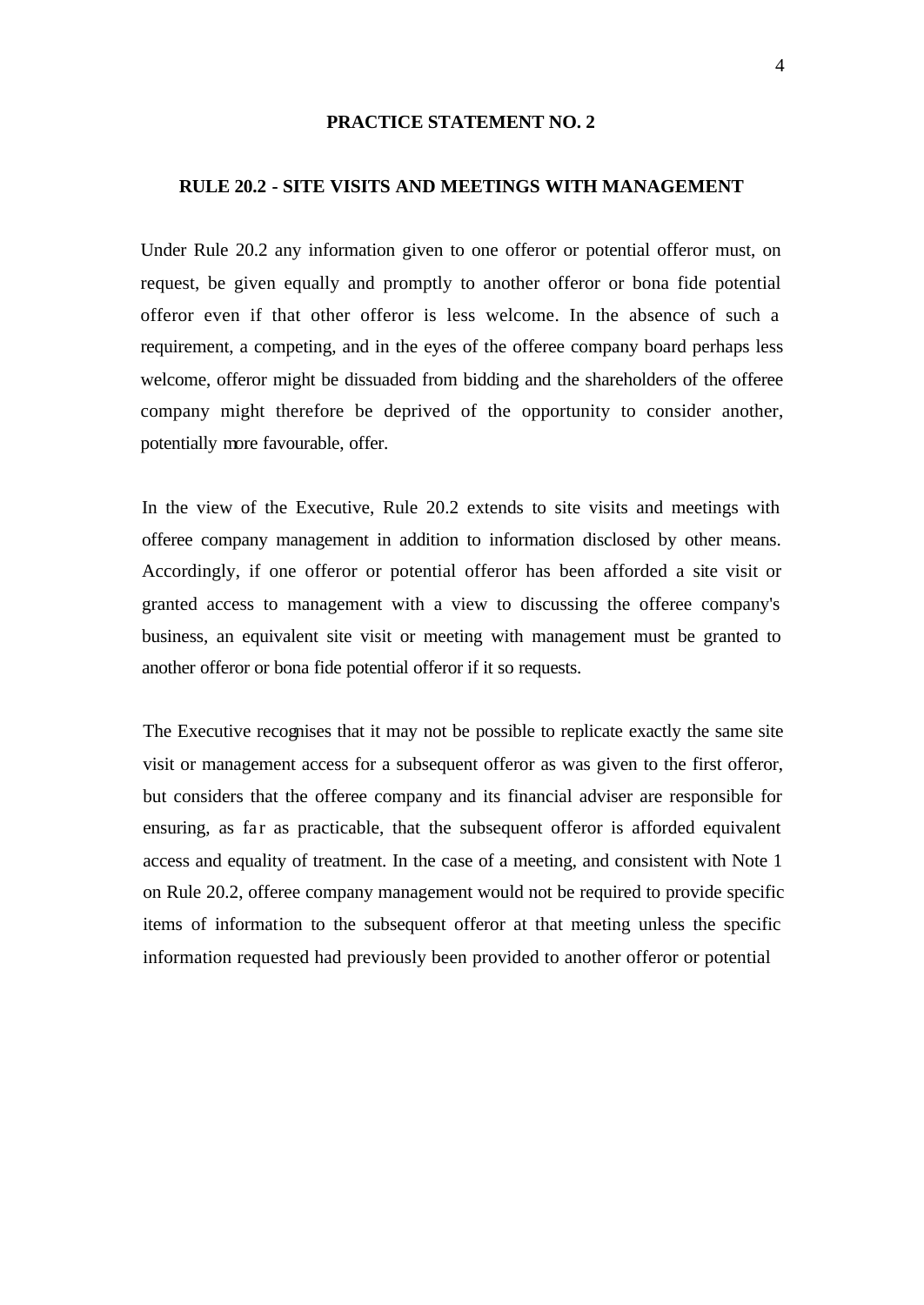## PRACTICE STATEMENT NO. 2

### RULE 20.2 - SITE VISITS AND MEETINGS WITH MANAGEMENT

Under Rule 20.2 any information given to one offeror or potential offeror must, on request, be given equally and promptly to another offeror or bona fide potential offeror even if that other offeror is less welcome. In the absence of such a requirement, a competing, and in the eyes of the offeree company board perhaps less welcome, offeror might be dissuaded from bidding and the shareholders of the offeree company might therefore be deprived of the opportunity to consider another, potentially more favourable, offer.

In the view of the Executive, Rule 20.2 extends to site visits and meetings with offeree company management in addition to information disclosed by other means. Accordingly, if one offeror or potential offeror has been afforded a site visit or granted access to management with a view to discussing the offeree company's business, an equivalent site visit or meeting with management must be granted to another offeror or bona fide potential offeror if it so requests.

The Executive recognises that it may not be possible to replicate exactly the same site visit or management access for a subsequent offeror as was given to the first offeror, but considers that the offeree company and its financial adviser are responsible for ensuring, as far as practicable, that the subsequent offeror is afforded equivalent access and equality of treatment. In the case of a meeting, and consistent with Note 1 on Rule 20.2, offeree company management would not be required to provide specific items of information to the subsequent offeror at that meeting unless the specific information requested had previously been provided to another offeror or potential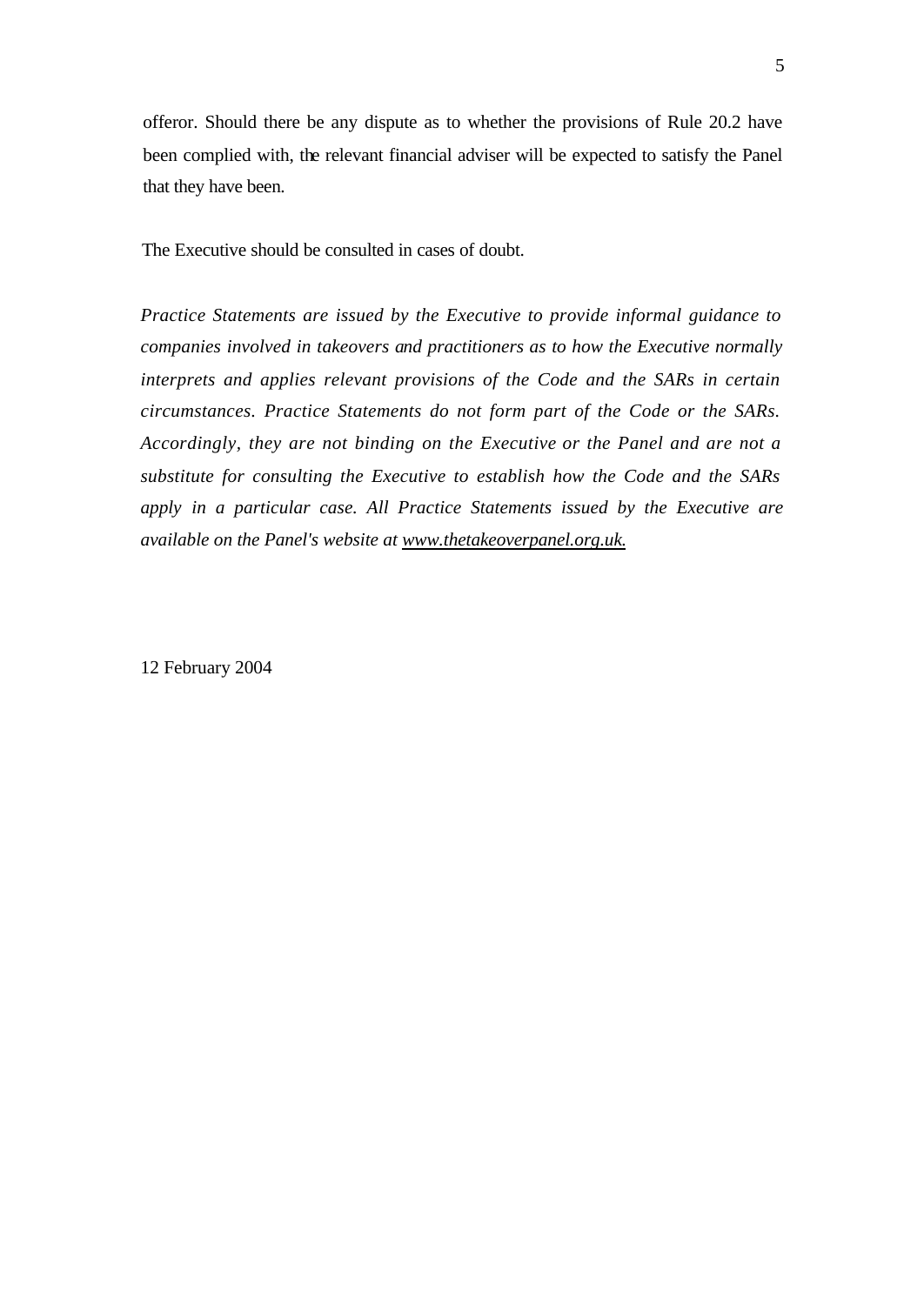offeror. Should there be any dispute as to whether the provisions of Rule 20.2 have been complied with, the relevant financial adviser will be expected to satisfy the Panel that they have been.

The Executive should be consulted in cases of doubt.

*Practice Statements are issued by the Executive to provide informal guidance to companies involved in takeovers and practitioners as to how the Executive normally interprets and applies relevant provisions of the Code and the SARs in certain circumstances. Practice Statements do not form part of the Code or the SARs. Accordingly, they are not binding on the Executive or the Panel and are not a substitute for consulting the Executive to establish how the Code and the SARs apply in a particular case. All Practice Statements issued by the Executive are available on the Panel's website at www.thetakeoverpanel.org.uk.*

12 February 2004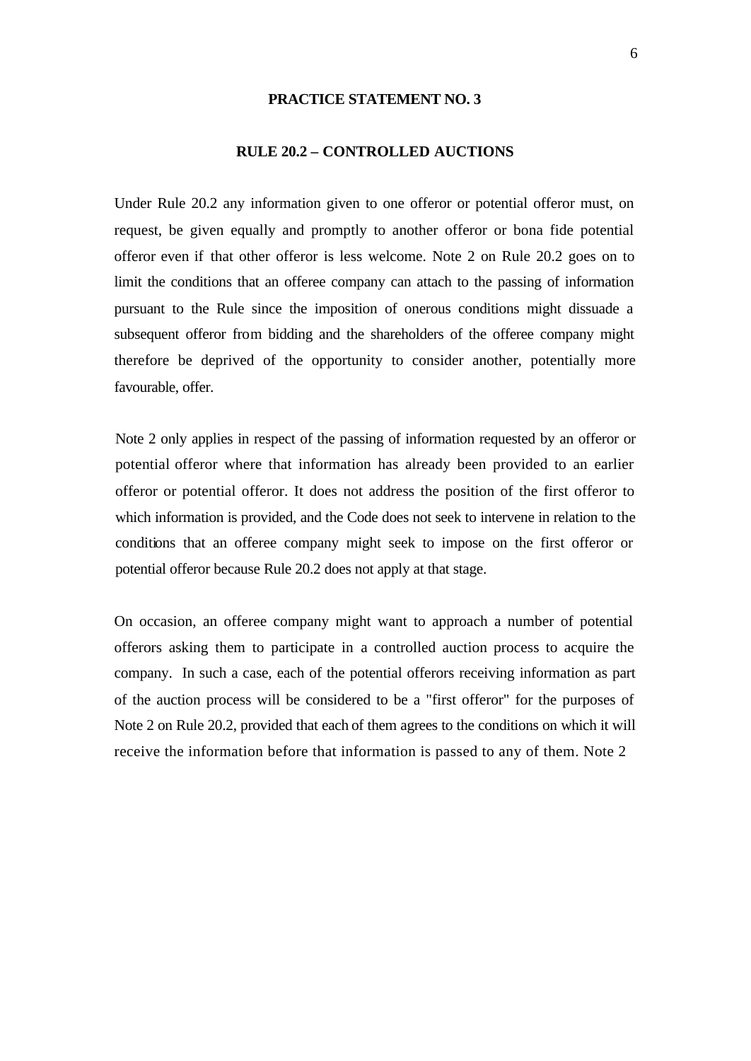## PRACTICE STATEMENT NO. 3

### RULE 20.2 – CONTROLLED AUCTIONS

Under Rule 20.2 any information given to one offeror or potential offeror must, on request, be given equally and promptly to another offeror or bona fide potential offeror even if that other offeror is less welcome. Note 2 on Rule 20.2 goes on to limit the conditions that an offeree company can attach to the passing of information pursuant to the Rule since the imposition of onerous conditions might dissuade a subsequent offeror from bidding and the shareholders of the offeree company might therefore be deprived of the opportunity to consider another, potentially more favourable, offer.

Note 2 only applies in respect of the passing of information requested by an offeror or potential offeror where that information has already been provided to an earlier offeror or potential offeror. It does not address the position of the first offeror to which information is provided, and the Code does not seek to intervene in relation to the conditions that an offeree company might seek to impose on the first offeror or potential offeror because Rule 20.2 does not apply at that stage.

On occasion, an offeree company might want to approach a number of potential offerors asking them to participate in a controlled auction process to acquire the company. In such a case, each of the potential offerors receiving information as part of the auction process will be considered to be a "first offeror" for the purposes of Note 2 on Rule 20.2, provided that each of them agrees to the conditions on which it will receive the information before that information is passed to any of them. Note 2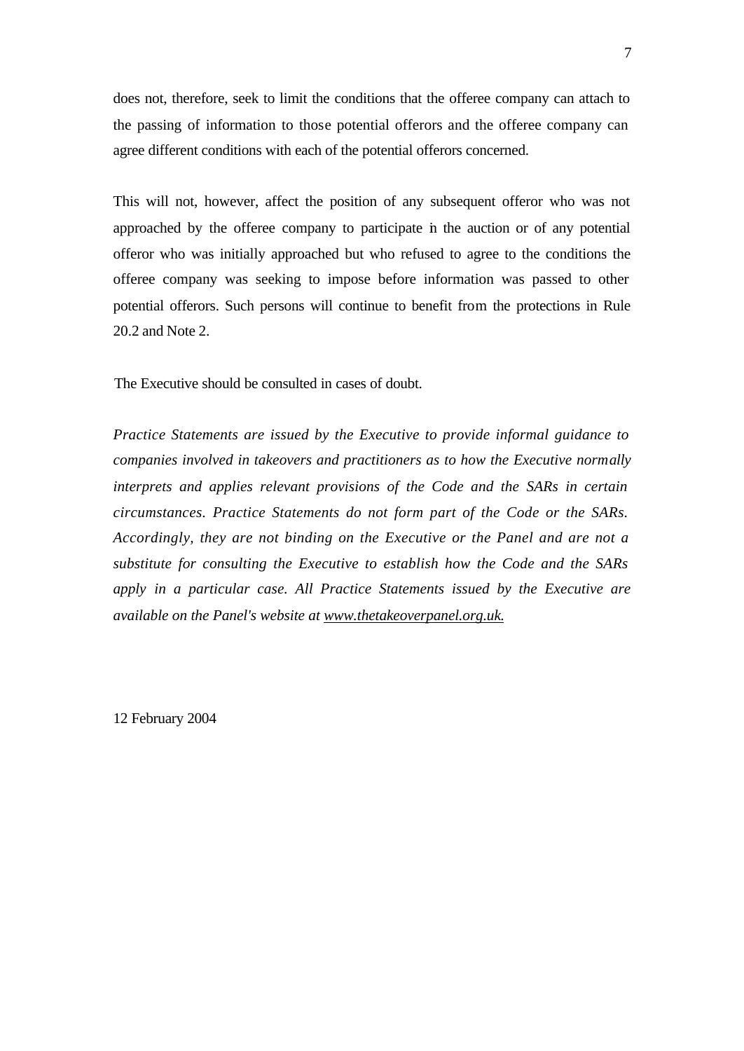does not, therefore, seek to limit the conditions that the offeree company can attach to the passing of information to those potential offerors and the offeree company can agree different conditions with each of the potential offerors concerned.

This will not, however, affect the position of any subsequent offeror who was not approached by the offeree company to participate in the auction or of any potential offeror who was initially approached but who refused to agree to the conditions the offeree company was seeking to impose before information was passed to other potential offerors. Such persons will continue to benefit from the protections in Rule 20.2 and Note 2.

The Executive should be consulted in cases of doubt.

*Practice Statements are issued by the Executive to provide informal guidance to companies involved in takeovers and practitioners as to how the Executive normally interprets and applies relevant provisions of the Code and the SARs in certain circumstances. Practice Statements do not form part of the Code or the SARs. Accordingly, they are not binding on the Executive or the Panel and are not a substitute for consulting the Executive to establish how the Code and the SARs apply in a particular case. All Practice Statements issued by the Executive are available on the Panel's website at www.thetakeoverpanel.org.uk.*

12 February 2004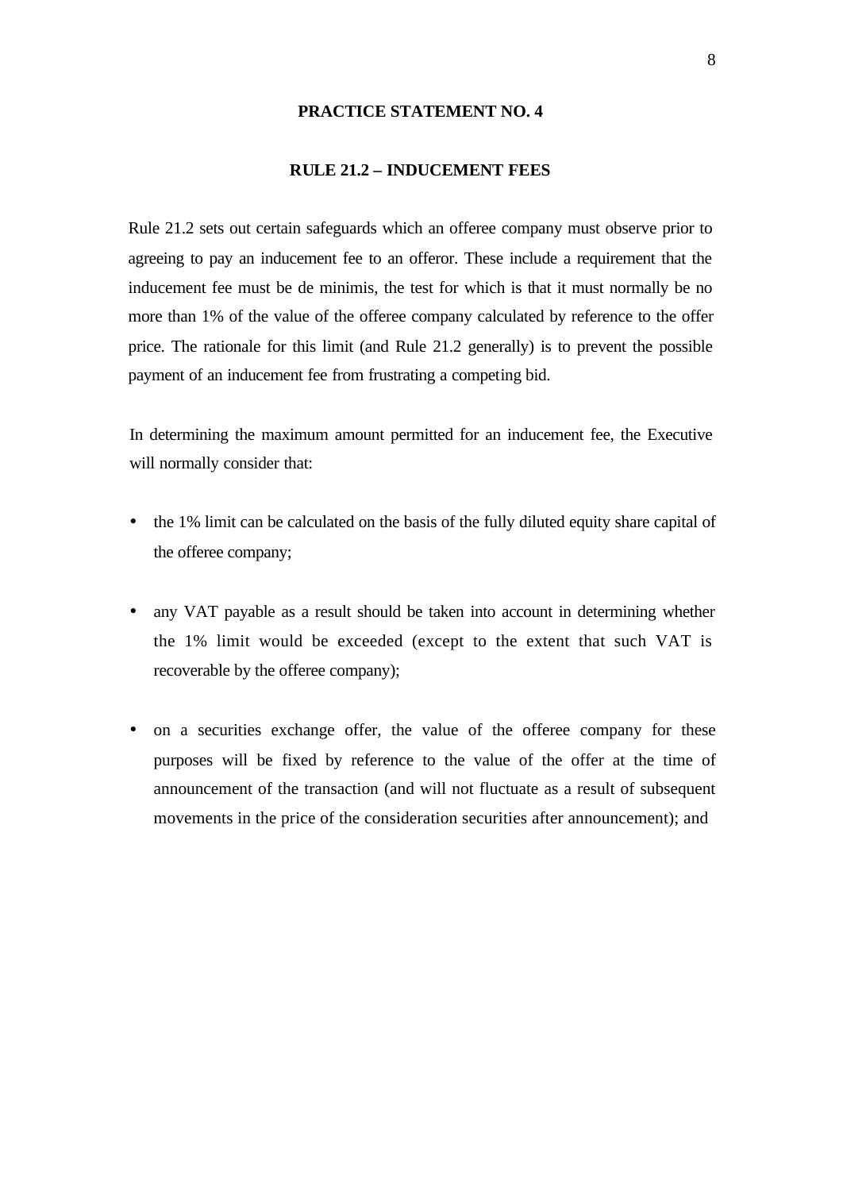## PRACTICE STATEMENT NO. 4

### RULE 21.2 – INDUCEMENT FEES

Rule 21.2 sets out certain safeguards which an offeree company must observe prior to agreeing to pay an inducement fee to an offeror. These include a requirement that the inducement fee must be de minimis, the test for which is that it must normally be no more than 1% of the value of the offeree company calculated by reference to the offer price. The rationale for this limit (and Rule 21.2 generally) is to prevent the possible payment of an inducement fee from frustrating a competing bid.

In determining the maximum amount permitted for an inducement fee, the Executive will normally consider that:

- the 1% limit can be calculated on the basis of the fully diluted equity share capital of the offeree company;

- any VAT payable as a result should be taken into account in determining whether the 1% limit would be exceeded (except to the extent that such VAT is recoverable by the offeree company);

- on a securities exchange offer, the value of the offeree company for these purposes will be fixed by reference to the value of the offer at the time of announcement of the transaction (and will not fluctuate as a result of subsequent movements in the price of the consideration securities after announcement); and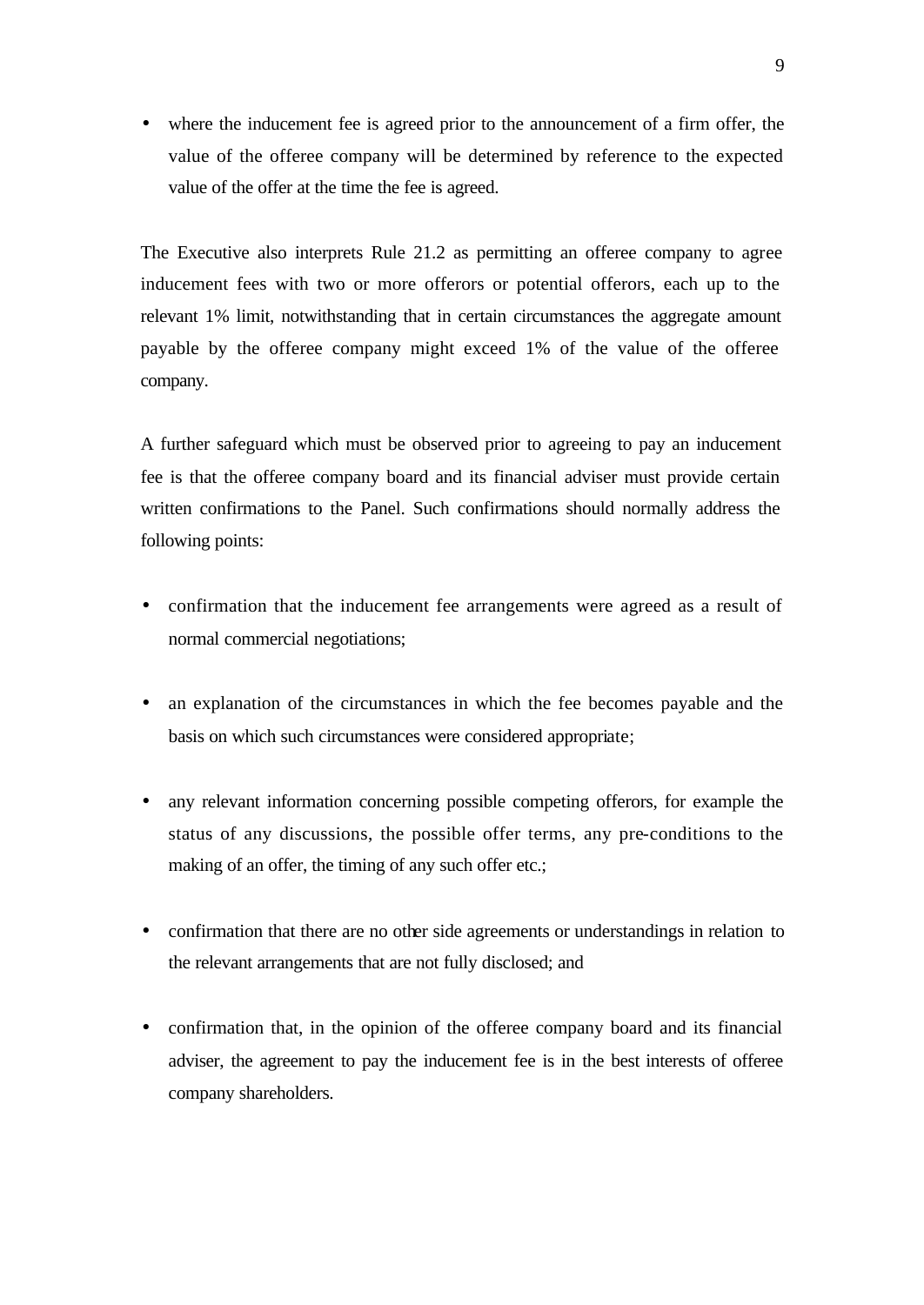- where the inducement fee is agreed prior to the announcement of a firm offer, the value of the offeree company will be determined by reference to the expected value of the offer at the time the fee is agreed.

The Executive also interprets Rule 21.2 as permitting an offeree company to agree inducement fees with two or more offerors or potential offerors, each up to the relevant 1% limit, notwithstanding that in certain circumstances the aggregate amount payable by the offeree company might exceed 1% of the value of the offeree company.

A further safeguard which must be observed prior to agreeing to pay an inducement fee is that the offeree company board and its financial adviser must provide certain written confirmations to the Panel. Such confirmations should normally address the following points:

- confirmation that the inducement fee arrangements were agreed as a result of normal commercial negotiations;

- an explanation of the circumstances in which the fee becomes payable and the basis on which such circumstances were considered appropriate;

- any relevant information concerning possible competing offerors, for example the status of any discussions, the possible offer terms, any pre-conditions to the making of an offer, the timing of any such offer etc.;

- confirmation that there are no other side agreements or understandings in relation to the relevant arrangements that are not fully disclosed; and

- confirmation that, in the opinion of the offeree company board and its financial adviser, the agreement to pay the inducement fee is in the best interests of offeree company shareholders.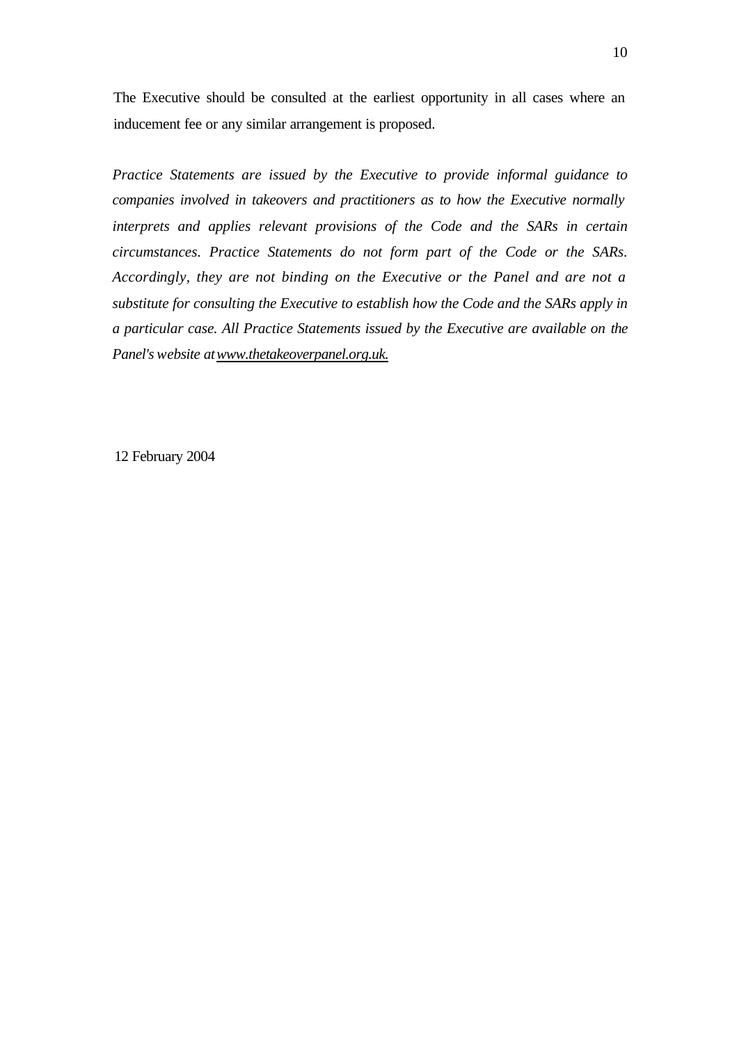The Executive should be consulted at the earliest opportunity in all cases where an inducement fee or any similar arrangement is proposed.

*Practice Statements are issued by the Executive to provide informal guidance to companies involved in takeovers and practitioners as to how the Executive normally interprets and applies relevant provisions of the Code and the SARs in certain circumstances. Practice Statements do not form part of the Code or the SARs. Accordingly, they are not binding on the Executive or the Panel and are not a substitute for consulting the Executive to establish how the Code and the SARs apply in a particular case. All Practice Statements issued by the Executive are available on the Panel's website at www.thetakeoverpanel.org.uk.*

12 February 2004